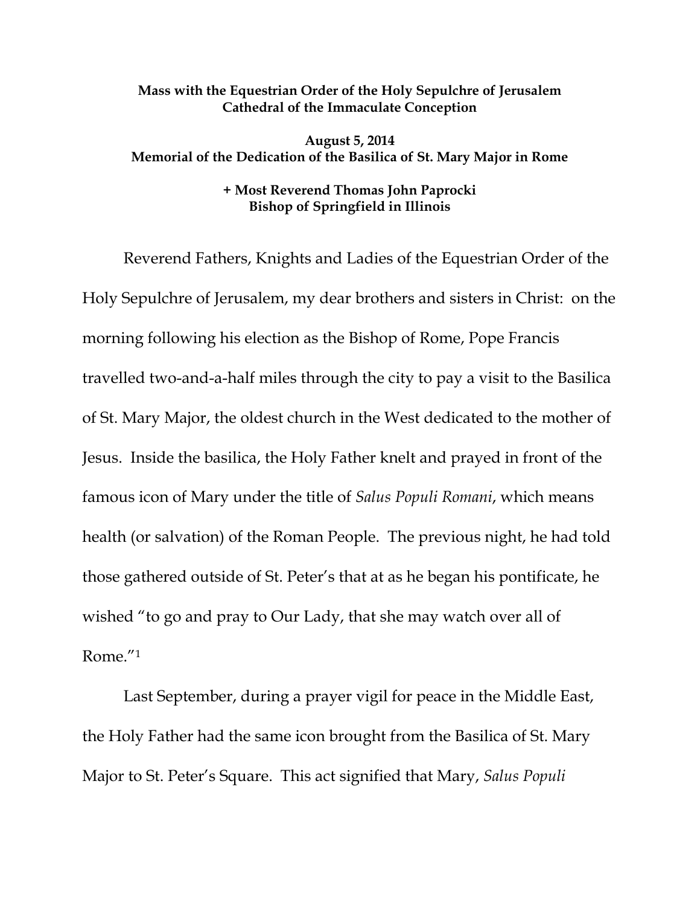**Mass with the Equestrian Order of the Holy Sepulchre of Jerusalem**
**Cathedral of the Immaculate Conception**

**August 5, 2014**
**Memorial of the Dedication of the Basilica of St. Mary Major in Rome**

**+ Most Reverend Thomas John Paprocki**
**Bishop of Springfield in Illinois**

Reverend Fathers, Knights and Ladies of the Equestrian Order of the Holy Sepulchre of Jerusalem, my dear brothers and sisters in Christ: on the morning following his election as the Bishop of Rome, Pope Francis travelled two-and-a-half miles through the city to pay a visit to the Basilica of St. Mary Major, the oldest church in the West dedicated to the mother of Jesus. Inside the basilica, the Holy Father knelt and prayed in front of the famous icon of Mary under the title of *Salus Populi Romani*, which means health (or salvation) of the Roman People. The previous night, he had told those gathered outside of St. Peter's that at as he began his pontificate, he wished "to go and pray to Our Lady, that she may watch over all of Rome."[1]

Last September, during a prayer vigil for peace in the Middle East, the Holy Father had the same icon brought from the Basilica of St. Mary Major to St. Peter's Square. This act signified that Mary, *Salus Populi*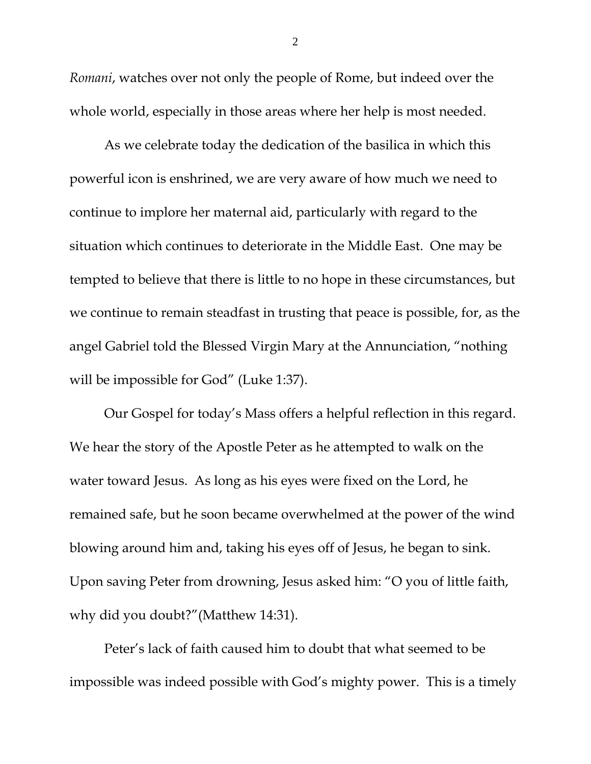*Romani*, watches over not only the people of Rome, but indeed over the whole world, especially in those areas where her help is most needed.

As we celebrate today the dedication of the basilica in which this powerful icon is enshrined, we are very aware of how much we need to continue to implore her maternal aid, particularly with regard to the situation which continues to deteriorate in the Middle East. One may be tempted to believe that there is little to no hope in these circumstances, but we continue to remain steadfast in trusting that peace is possible, for, as the angel Gabriel told the Blessed Virgin Mary at the Annunciation, "nothing will be impossible for God" (Luke 1:37).

Our Gospel for today's Mass offers a helpful reflection in this regard. We hear the story of the Apostle Peter as he attempted to walk on the water toward Jesus. As long as his eyes were fixed on the Lord, he remained safe, but he soon became overwhelmed at the power of the wind blowing around him and, taking his eyes off of Jesus, he began to sink. Upon saving Peter from drowning, Jesus asked him: "O you of little faith, why did you doubt?"(Matthew 14:31).

Peter's lack of faith caused him to doubt that what seemed to be impossible was indeed possible with God's mighty power. This is a timely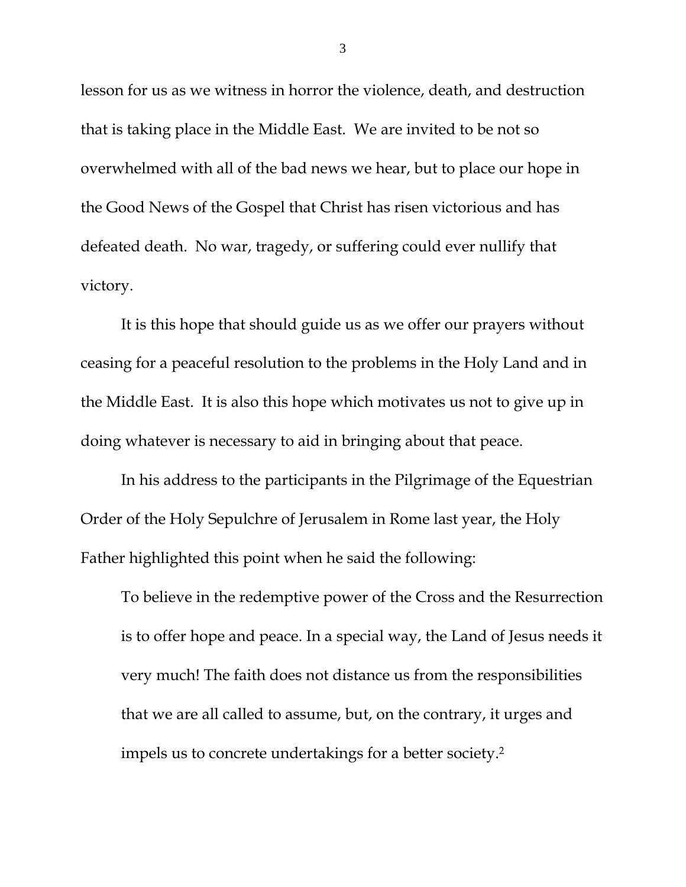lesson for us as we witness in horror the violence, death, and destruction that is taking place in the Middle East. We are invited to be not so overwhelmed with all of the bad news we hear, but to place our hope in the Good News of the Gospel that Christ has risen victorious and has defeated death. No war, tragedy, or suffering could ever nullify that victory.

It is this hope that should guide us as we offer our prayers without ceasing for a peaceful resolution to the problems in the Holy Land and in the Middle East. It is also this hope which motivates us not to give up in doing whatever is necessary to aid in bringing about that peace.

In his address to the participants in the Pilgrimage of the Equestrian Order of the Holy Sepulchre of Jerusalem in Rome last year, the Holy Father highlighted this point when he said the following:

> To believe in the redemptive power of the Cross and the Resurrection is to offer hope and peace. In a special way, the Land of Jesus needs it very much! The faith does not distance us from the responsibilities that we are all called to assume, but, on the contrary, it urges and impels us to concrete undertakings for a better society.[2]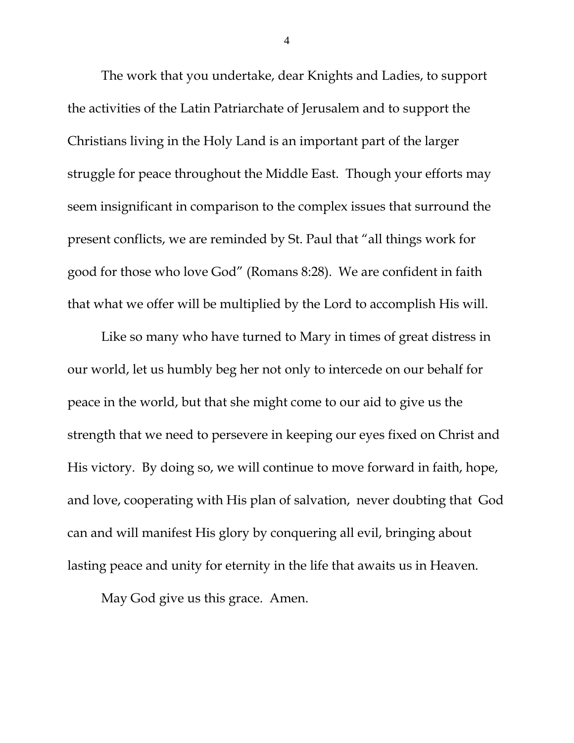The work that you undertake, dear Knights and Ladies, to support the activities of the Latin Patriarchate of Jerusalem and to support the Christians living in the Holy Land is an important part of the larger struggle for peace throughout the Middle East. Though your efforts may seem insignificant in comparison to the complex issues that surround the present conflicts, we are reminded by St. Paul that "all things work for good for those who love God" (Romans 8:28). We are confident in faith that what we offer will be multiplied by the Lord to accomplish His will.

Like so many who have turned to Mary in times of great distress in our world, let us humbly beg her not only to intercede on our behalf for peace in the world, but that she might come to our aid to give us the strength that we need to persevere in keeping our eyes fixed on Christ and His victory. By doing so, we will continue to move forward in faith, hope, and love, cooperating with His plan of salvation, never doubting that God can and will manifest His glory by conquering all evil, bringing about lasting peace and unity for eternity in the life that awaits us in Heaven.

May God give us this grace. Amen.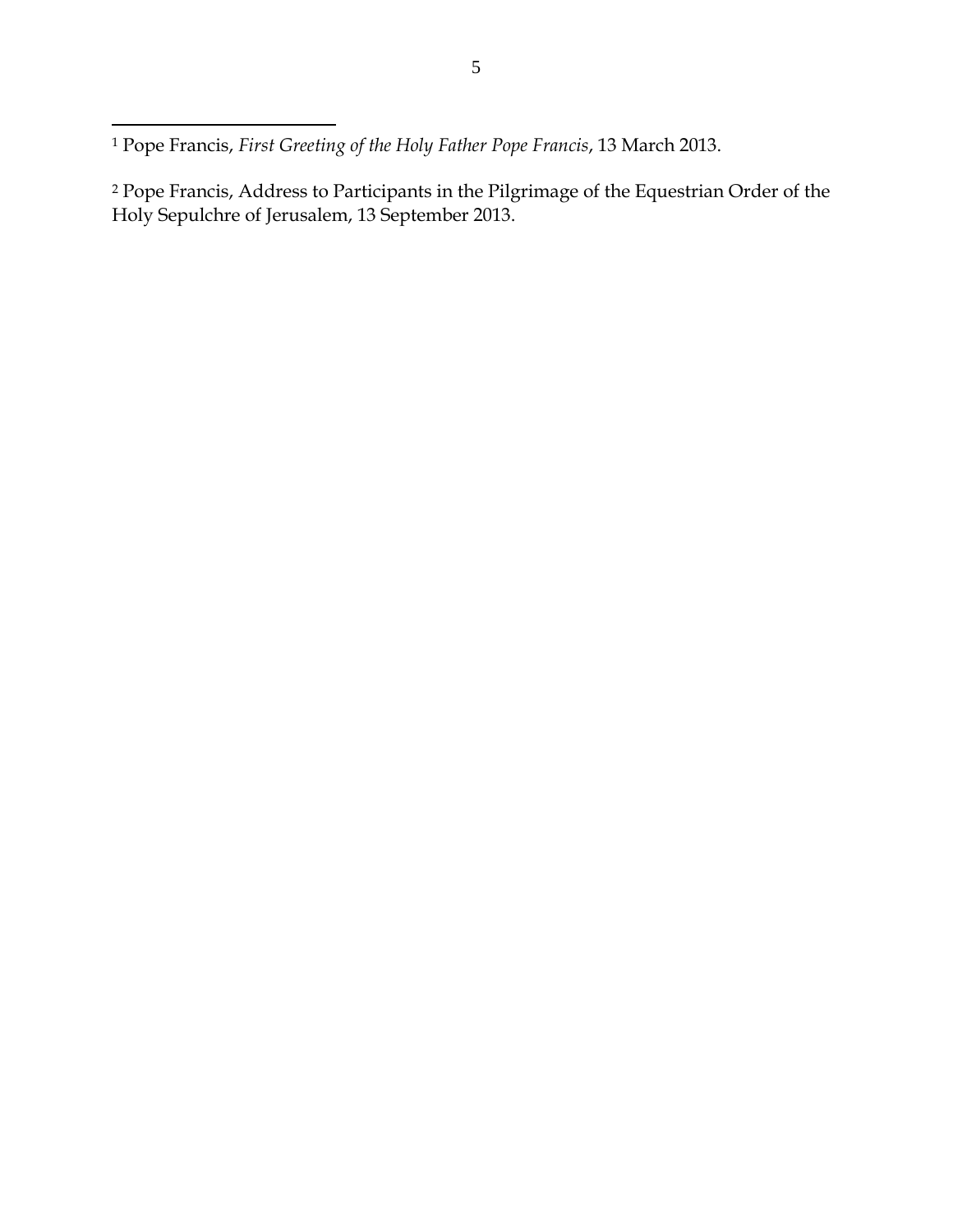[1] Pope Francis, *First Greeting of the Holy Father Pope Francis*, 13 March 2013.

[2] Pope Francis, Address to Participants in the Pilgrimage of the Equestrian Order of the Holy Sepulchre of Jerusalem, 13 September 2013.